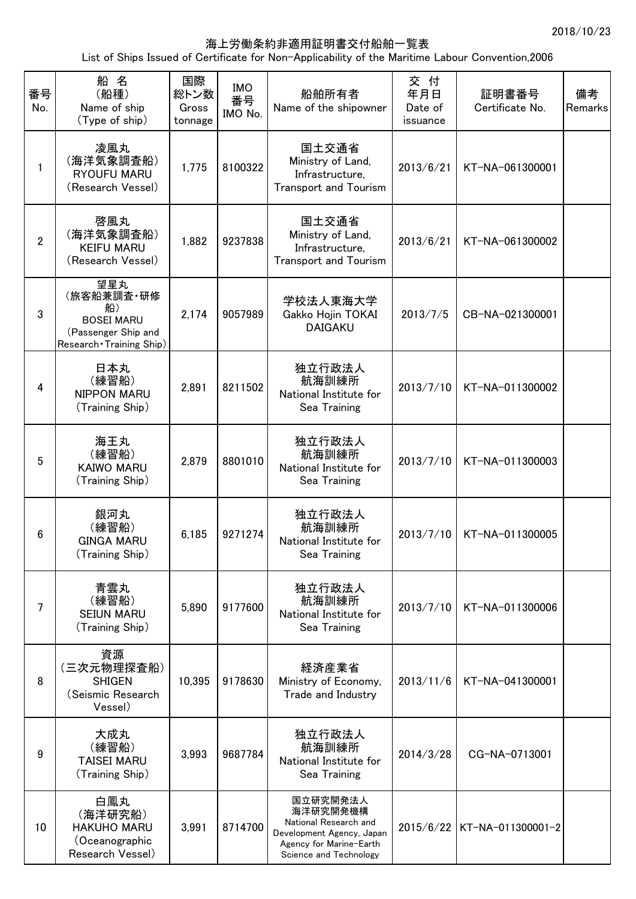2018/10/23

# 海上労働条約非適用証明書交付船舶一覧表

List of Ships Issued of Certificate for Non-Applicability of the Maritime Labour Convention,2006

| 番号 No. | 船名 (船種) Name of ship (Type of ship) | 国際総トン数 Gross tonnage | IMO番号 IMO No. | 船舶所有者 Name of the shipowner | 交付年月日 Date of issuance | 証明書番号 Certificate No. | 備考 Remarks |
|---|---|---|---|---|---|---|---|
| 1 | 凌風丸 (海洋気象調査船) RYOUFU MARU (Research Vessel) | 1,775 | 8100322 | 国土交通省 Ministry of Land, Infrastructure, Transport and Tourism | 2013/6/21 | KT-NA-061300001 | |
| 2 | 啓風丸 (海洋気象調査船) KEIFU MARU (Research Vessel) | 1,882 | 9237838 | 国土交通省 Ministry of Land, Infrastructure, Transport and Tourism | 2013/6/21 | KT-NA-061300002 | |
| 3 | 望星丸 (旅客船兼調査・研修船) BOSEI MARU (Passenger Ship and Research・Training Ship) | 2,174 | 9057989 | 学校法人東海大学 Gakko Hojin TOKAI DAIGAKU | 2013/7/5 | CB-NA-021300001 | |
| 4 | 日本丸 (練習船) NIPPON MARU (Training Ship) | 2,891 | 8211502 | 独立行政法人 航海訓練所 National Institute for Sea Training | 2013/7/10 | KT-NA-011300002 | |
| 5 | 海王丸 (練習船) KAIWO MARU (Training Ship) | 2,879 | 8801010 | 独立行政法人 航海訓練所 National Institute for Sea Training | 2013/7/10 | KT-NA-011300003 | |
| 6 | 銀河丸 (練習船) GINGA MARU (Training Ship) | 6,185 | 9271274 | 独立行政法人 航海訓練所 National Institute for Sea Training | 2013/7/10 | KT-NA-011300005 | |
| 7 | 青雲丸 (練習船) SEIUN MARU (Training Ship) | 5,890 | 9177600 | 独立行政法人 航海訓練所 National Institute for Sea Training | 2013/7/10 | KT-NA-011300006 | |
| 8 | 資源 (三次元物理探査船) SHIGEN (Seismic Research Vessel) | 10,395 | 9178630 | 経済産業省 Ministry of Economy, Trade and Industry | 2013/11/6 | KT-NA-041300001 | |
| 9 | 大成丸 (練習船) TAISEI MARU (Training Ship) | 3,993 | 9687784 | 独立行政法人 航海訓練所 National Institute for Sea Training | 2014/3/28 | CG-NA-0713001 | |
| 10 | 白鳳丸 (海洋研究船) HAKUHO MARU (Oceanographic Research Vessel) | 3,991 | 8714700 | 国立研究開発法人 海洋研究開発機構 National Research and Development Agency, Japan Agency for Marine-Earth Science and Technology | 2015/6/22 | KT-NA-011300001-2 | |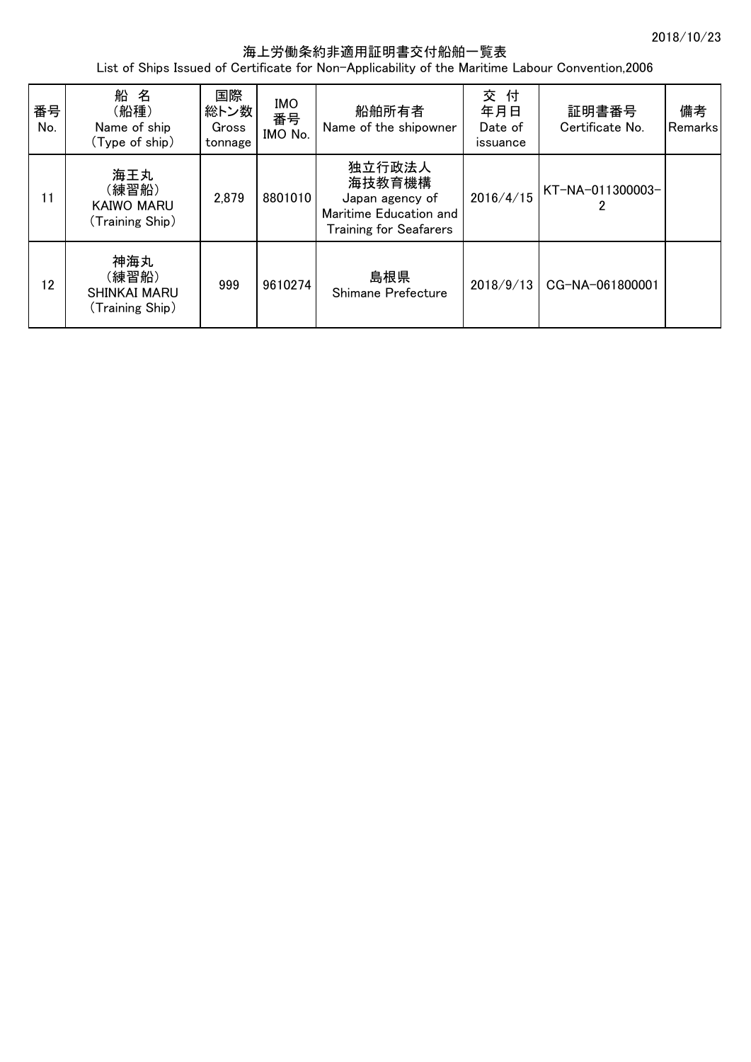2018/10/23

# 海上労働条約非適用証明書交付船舶一覧表

List of Ships Issued of Certificate for Non-Applicability of the Maritime Labour Convention,2006

| 番号 No. | 船名 (船種) Name of ship (Type of ship) | 国際総トン数 Gross tonnage | IMO番号 IMO No. | 船舶所有者 Name of the shipowner | 交付年月日 Date of issuance | 証明書番号 Certificate No. | 備考 Remarks |
|---|---|---|---|---|---|---|---|
| 11 | 海王丸 (練習船) KAIWO MARU (Training Ship) | 2,879 | 8801010 | 独立行政法人 海技教育機構 Japan agency of Maritime Education and Training for Seafarers | 2016/4/15 | KT-NA-011300003-2 | |
| 12 | 神海丸 (練習船) SHINKAI MARU (Training Ship) | 999 | 9610274 | 島根県 Shimane Prefecture | 2018/9/13 | CG-NA-061800001 | |